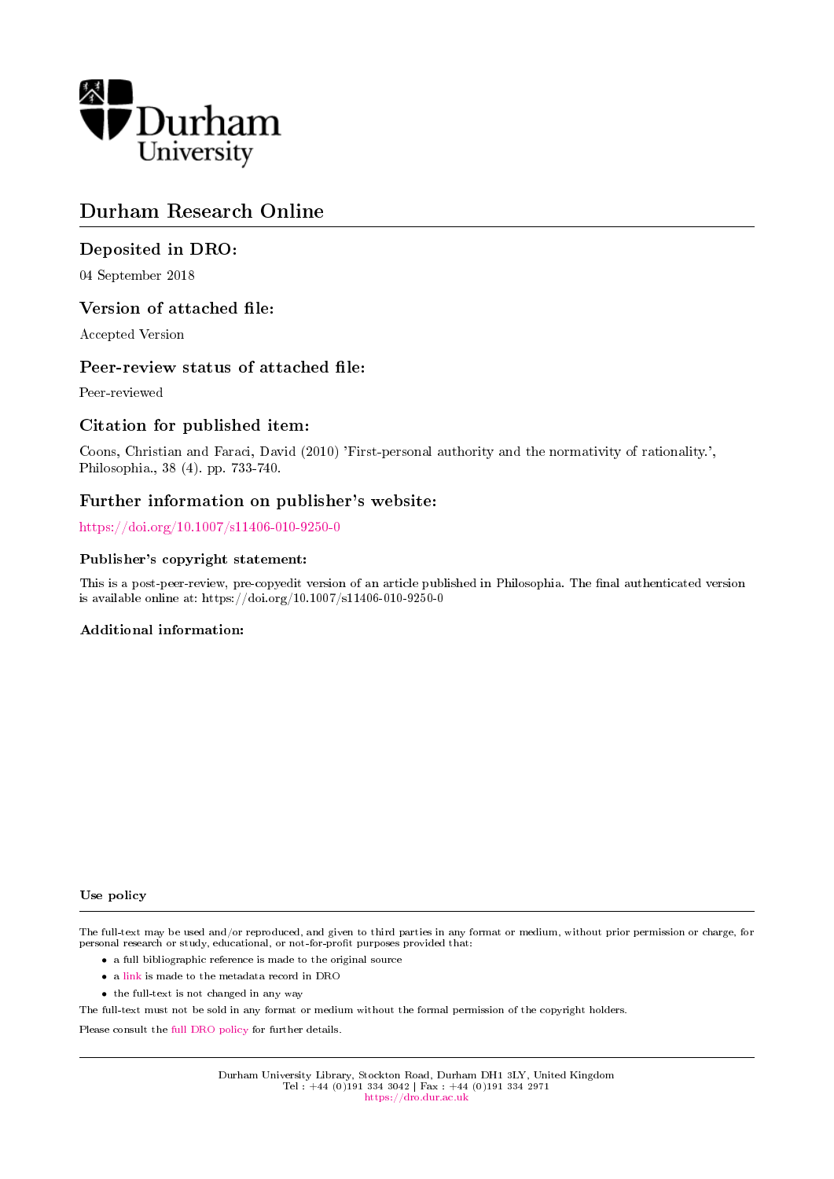Durham University

# Durham Research Online

## Deposited in DRO:

04 September 2018

## Version of attached file:

Accepted Version

## Peer-review status of attached file:

Peer-reviewed

## Citation for published item:

Coons, Christian and Faraci, David (2010) 'First-personal authority and the normativity of rationality.', Philosophia., 38 (4). pp. 733-740.

## Further information on publisher's website:

https://doi.org/10.1007/s11406-010-9250-0

### Publisher's copyright statement:

This is a post-peer-review, pre-copyedit version of an article published in Philosophia. The final authenticated version is available online at: https://doi.org/10.1007/s11406-010-9250-0

### Additional information:

#### Use policy

The full-text may be used and/or reproduced, and given to third parties in any format or medium, without prior permission or charge, for personal research or study, educational, or not-for-profit purposes provided that:

- a full bibliographic reference is made to the original source
- a link is made to the metadata record in DRO
- the full-text is not changed in any way

The full-text must not be sold in any format or medium without the formal permission of the copyright holders.

Please consult the full DRO policy for further details.

Durham University Library, Stockton Road, Durham DH1 3LY, United Kingdom
Tel : +44 (0)191 334 3042 | Fax : +44 (0)191 334 2971
https://dro.dur.ac.uk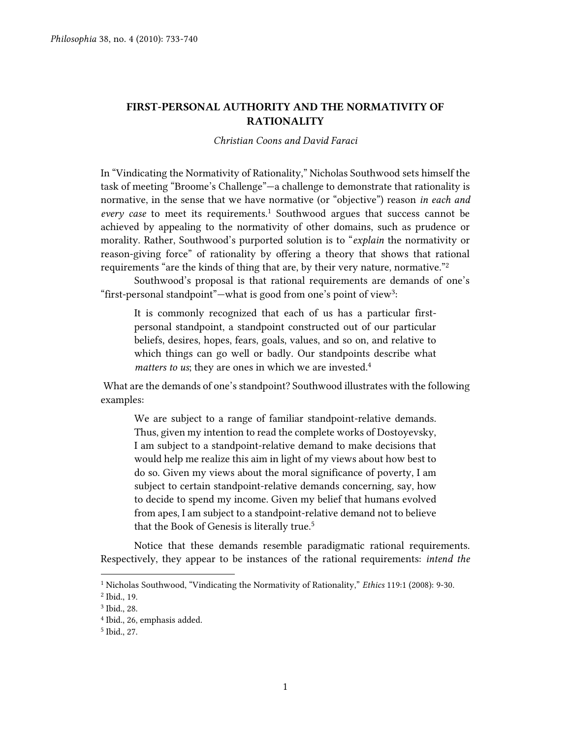# FIRST-PERSONAL AUTHORITY AND THE NORMATIVITY OF RATIONALITY

*Christian Coons and David Faraci*

In "Vindicating the Normativity of Rationality," Nicholas Southwood sets himself the task of meeting "Broome's Challenge"—a challenge to demonstrate that rationality is normative, in the sense that we have normative (or "objective") reason *in each and every case* to meet its requirements.[1] Southwood argues that success cannot be achieved by appealing to the normativity of other domains, such as prudence or morality. Rather, Southwood's purported solution is to "*explain* the normativity or reason-giving force" of rationality by offering a theory that shows that rational requirements "are the kinds of thing that are, by their very nature, normative."[2]

Southwood's proposal is that rational requirements are demands of one's "first-personal standpoint"—what is good from one's point of view[3]:

> It is commonly recognized that each of us has a particular first-personal standpoint, a standpoint constructed out of our particular beliefs, desires, hopes, fears, goals, values, and so on, and relative to which things can go well or badly. Our standpoints describe what *matters to us*; they are ones in which we are invested.[4]

What are the demands of one's standpoint? Southwood illustrates with the following examples:

> We are subject to a range of familiar standpoint-relative demands. Thus, given my intention to read the complete works of Dostoyevsky, I am subject to a standpoint-relative demand to make decisions that would help me realize this aim in light of my views about how best to do so. Given my views about the moral significance of poverty, I am subject to certain standpoint-relative demands concerning, say, how to decide to spend my income. Given my belief that humans evolved from apes, I am subject to a standpoint-relative demand not to believe that the Book of Genesis is literally true.[5]

Notice that these demands resemble paradigmatic rational requirements. Respectively, they appear to be instances of the rational requirements: *intend the*

---

[1] Nicholas Southwood, "Vindicating the Normativity of Rationality," *Ethics* 119:1 (2008): 9-30.

[2] Ibid., 19.

[3] Ibid., 28.

[4] Ibid., 26, emphasis added.

[5] Ibid., 27.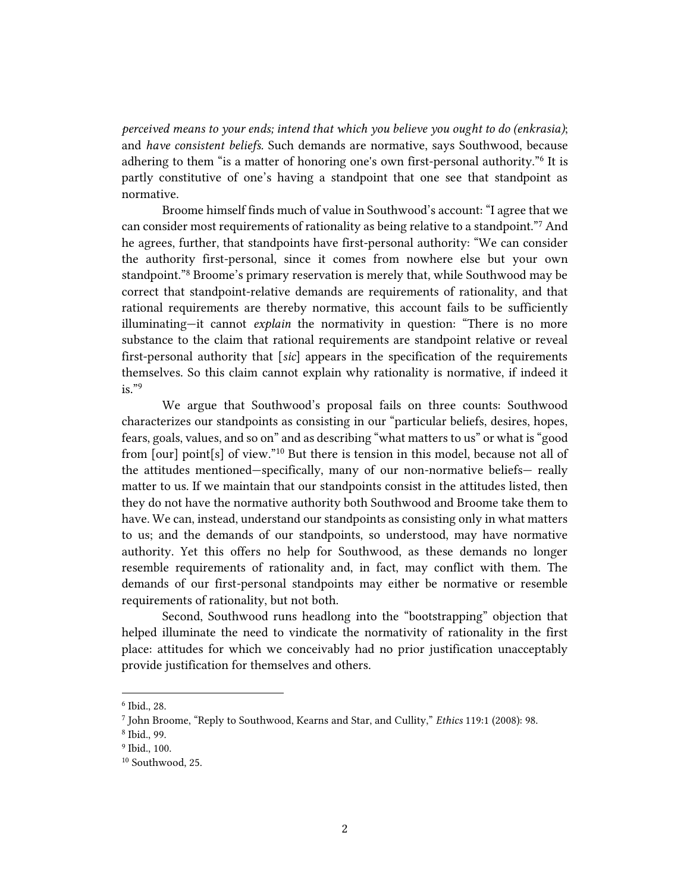*perceived means to your ends; intend that which you believe you ought to do (enkrasia)*; and *have consistent beliefs*. Such demands are normative, says Southwood, because adhering to them "is a matter of honoring one's own first-personal authority."[6] It is partly constitutive of one's having a standpoint that one see that standpoint as normative.

Broome himself finds much of value in Southwood's account: "I agree that we can consider most requirements of rationality as being relative to a standpoint."[7] And he agrees, further, that standpoints have first-personal authority: "We can consider the authority first-personal, since it comes from nowhere else but your own standpoint."[8] Broome's primary reservation is merely that, while Southwood may be correct that standpoint-relative demands are requirements of rationality, and that rational requirements are thereby normative, this account fails to be sufficiently illuminating—it cannot *explain* the normativity in question: "There is no more substance to the claim that rational requirements are standpoint relative or reveal first-personal authority that [*sic*] appears in the specification of the requirements themselves. So this claim cannot explain why rationality is normative, if indeed it is."[9]

We argue that Southwood's proposal fails on three counts: Southwood characterizes our standpoints as consisting in our "particular beliefs, desires, hopes, fears, goals, values, and so on" and as describing "what matters to us" or what is "good from [our] point[s] of view."[10] But there is tension in this model, because not all of the attitudes mentioned—specifically, many of our non-normative beliefs— really matter to us. If we maintain that our standpoints consist in the attitudes listed, then they do not have the normative authority both Southwood and Broome take them to have. We can, instead, understand our standpoints as consisting only in what matters to us; and the demands of our standpoints, so understood, may have normative authority. Yet this offers no help for Southwood, as these demands no longer resemble requirements of rationality and, in fact, may conflict with them. The demands of our first-personal standpoints may either be normative or resemble requirements of rationality, but not both.

Second, Southwood runs headlong into the "bootstrapping" objection that helped illuminate the need to vindicate the normativity of rationality in the first place: attitudes for which we conceivably had no prior justification unacceptably provide justification for themselves and others.

---

[6] Ibid., 28.

[7] John Broome, "Reply to Southwood, Kearns and Star, and Cullity," *Ethics* 119:1 (2008): 98.

[8] Ibid., 99.

[9] Ibid., 100.

[10] Southwood, 25.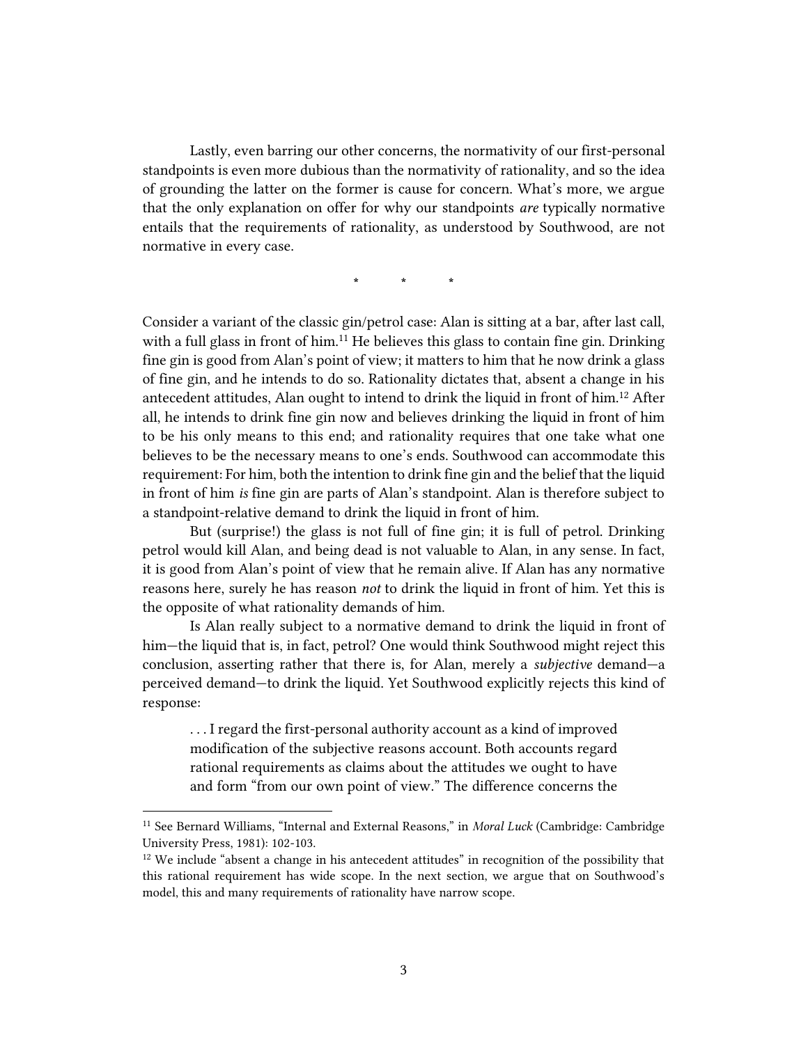Lastly, even barring our other concerns, the normativity of our first-personal standpoints is even more dubious than the normativity of rationality, and so the idea of grounding the latter on the former is cause for concern. What's more, we argue that the only explanation on offer for why our standpoints *are* typically normative entails that the requirements of rationality, as understood by Southwood, are not normative in every case.

\* \* \*

Consider a variant of the classic gin/petrol case: Alan is sitting at a bar, after last call, with a full glass in front of him.[11] He believes this glass to contain fine gin. Drinking fine gin is good from Alan's point of view; it matters to him that he now drink a glass of fine gin, and he intends to do so. Rationality dictates that, absent a change in his antecedent attitudes, Alan ought to intend to drink the liquid in front of him.[12] After all, he intends to drink fine gin now and believes drinking the liquid in front of him to be his only means to this end; and rationality requires that one take what one believes to be the necessary means to one's ends. Southwood can accommodate this requirement: For him, both the intention to drink fine gin and the belief that the liquid in front of him *is* fine gin are parts of Alan's standpoint. Alan is therefore subject to a standpoint-relative demand to drink the liquid in front of him.

But (surprise!) the glass is not full of fine gin; it is full of petrol. Drinking petrol would kill Alan, and being dead is not valuable to Alan, in any sense. In fact, it is good from Alan's point of view that he remain alive. If Alan has any normative reasons here, surely he has reason *not* to drink the liquid in front of him. Yet this is the opposite of what rationality demands of him.

Is Alan really subject to a normative demand to drink the liquid in front of him—the liquid that is, in fact, petrol? One would think Southwood might reject this conclusion, asserting rather that there is, for Alan, merely a *subjective* demand—a perceived demand—to drink the liquid. Yet Southwood explicitly rejects this kind of response:

> . . . I regard the first-personal authority account as a kind of improved modification of the subjective reasons account. Both accounts regard rational requirements as claims about the attitudes we ought to have and form "from our own point of view." The difference concerns the

---

[11] See Bernard Williams, "Internal and External Reasons," in *Moral Luck* (Cambridge: Cambridge University Press, 1981): 102-103.

[12] We include "absent a change in his antecedent attitudes" in recognition of the possibility that this rational requirement has wide scope. In the next section, we argue that on Southwood's model, this and many requirements of rationality have narrow scope.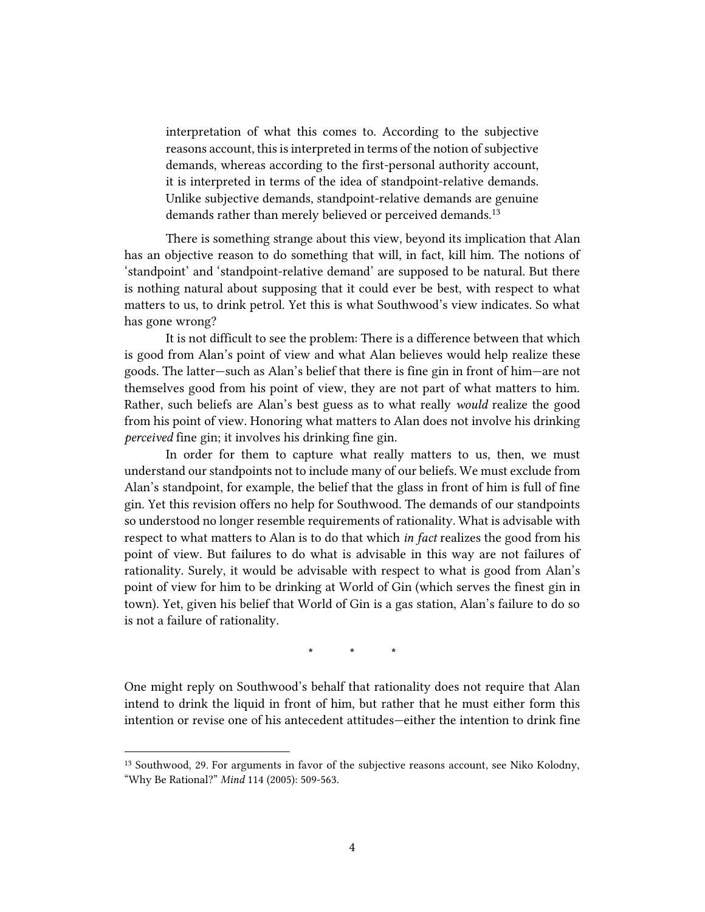> interpretation of what this comes to. According to the subjective reasons account, this is interpreted in terms of the notion of subjective demands, whereas according to the first-personal authority account, it is interpreted in terms of the idea of standpoint-relative demands. Unlike subjective demands, standpoint-relative demands are genuine demands rather than merely believed or perceived demands.[13]

There is something strange about this view, beyond its implication that Alan has an objective reason to do something that will, in fact, kill him. The notions of 'standpoint' and 'standpoint-relative demand' are supposed to be natural. But there is nothing natural about supposing that it could ever be best, with respect to what matters to us, to drink petrol. Yet this is what Southwood's view indicates. So what has gone wrong?

It is not difficult to see the problem: There is a difference between that which is good from Alan's point of view and what Alan believes would help realize these goods. The latter—such as Alan's belief that there is fine gin in front of him—are not themselves good from his point of view, they are not part of what matters to him. Rather, such beliefs are Alan's best guess as to what really *would* realize the good from his point of view. Honoring what matters to Alan does not involve his drinking *perceived* fine gin; it involves his drinking fine gin.

In order for them to capture what really matters to us, then, we must understand our standpoints not to include many of our beliefs. We must exclude from Alan's standpoint, for example, the belief that the glass in front of him is full of fine gin. Yet this revision offers no help for Southwood. The demands of our standpoints so understood no longer resemble requirements of rationality. What is advisable with respect to what matters to Alan is to do that which *in fact* realizes the good from his point of view. But failures to do what is advisable in this way are not failures of rationality. Surely, it would be advisable with respect to what is good from Alan's point of view for him to be drinking at World of Gin (which serves the finest gin in town). Yet, given his belief that World of Gin is a gas station, Alan's failure to do so is not a failure of rationality.

\* \* \*

One might reply on Southwood's behalf that rationality does not require that Alan intend to drink the liquid in front of him, but rather that he must either form this intention or revise one of his antecedent attitudes—either the intention to drink fine

---

[13] Southwood, 29. For arguments in favor of the subjective reasons account, see Niko Kolodny, "Why Be Rational?" *Mind* 114 (2005): 509-563.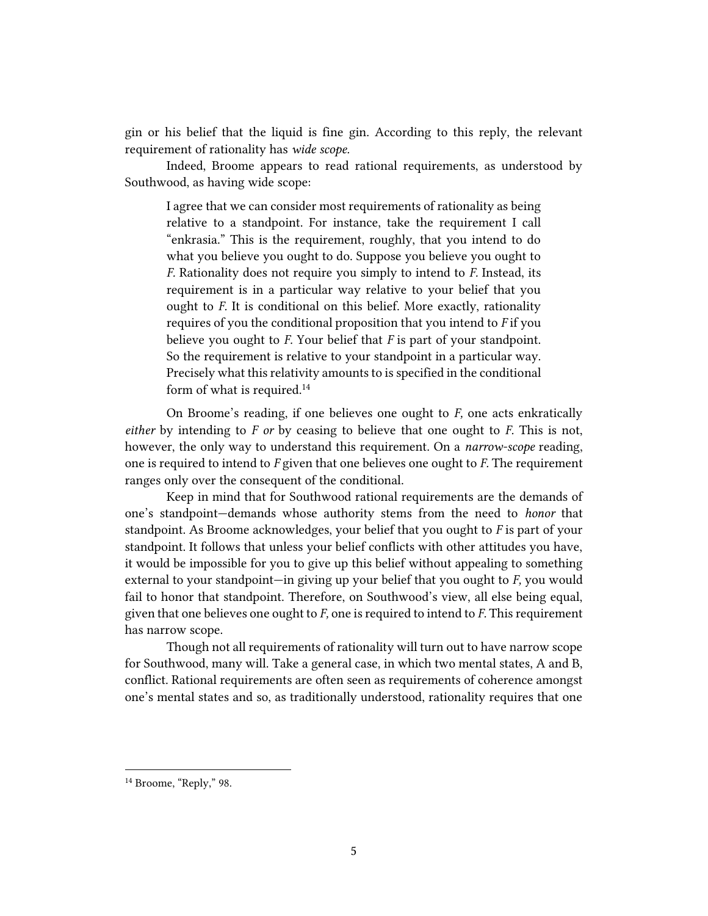gin or his belief that the liquid is fine gin. According to this reply, the relevant requirement of rationality has *wide scope.*

Indeed, Broome appears to read rational requirements, as understood by Southwood, as having wide scope:

> I agree that we can consider most requirements of rationality as being relative to a standpoint. For instance, take the requirement I call "enkrasia." This is the requirement, roughly, that you intend to do what you believe you ought to do. Suppose you believe you ought to *F.* Rationality does not require you simply to intend to *F.* Instead, its requirement is in a particular way relative to your belief that you ought to *F.* It is conditional on this belief. More exactly, rationality requires of you the conditional proposition that you intend to *F* if you believe you ought to *F.* Your belief that *F* is part of your standpoint. So the requirement is relative to your standpoint in a particular way. Precisely what this relativity amounts to is specified in the conditional form of what is required.[14]

On Broome's reading, if one believes one ought to *F,* one acts enkratically *either* by intending to *F or* by ceasing to believe that one ought to *F.* This is not, however, the only way to understand this requirement. On a *narrow-scope* reading, one is required to intend to *F* given that one believes one ought to *F.* The requirement ranges only over the consequent of the conditional.

Keep in mind that for Southwood rational requirements are the demands of one's standpoint—demands whose authority stems from the need to *honor* that standpoint. As Broome acknowledges, your belief that you ought to *F* is part of your standpoint. It follows that unless your belief conflicts with other attitudes you have, it would be impossible for you to give up this belief without appealing to something external to your standpoint—in giving up your belief that you ought to *F,* you would fail to honor that standpoint. Therefore, on Southwood's view, all else being equal, given that one believes one ought to *F,* one is required to intend to *F.* This requirement has narrow scope.

Though not all requirements of rationality will turn out to have narrow scope for Southwood, many will. Take a general case, in which two mental states, A and B, conflict. Rational requirements are often seen as requirements of coherence amongst one's mental states and so, as traditionally understood, rationality requires that one

---

[14] Broome, "Reply," 98.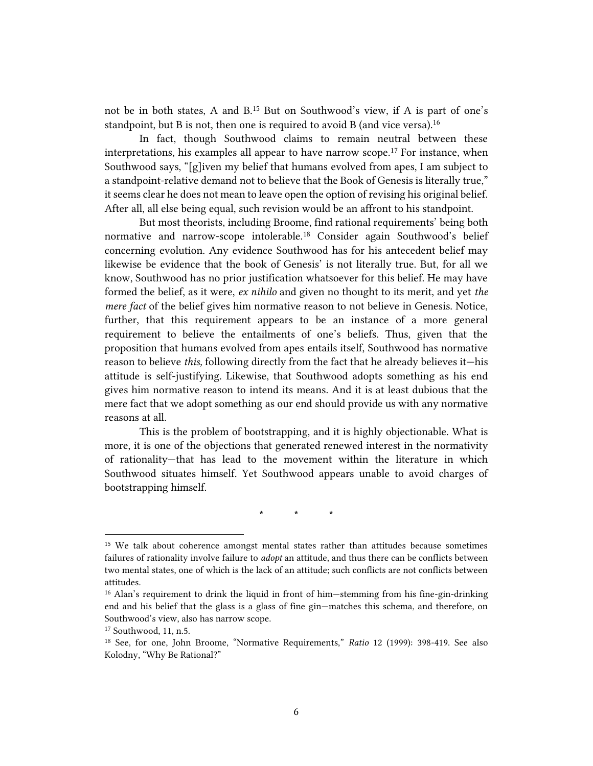not be in both states, A and B.[15] But on Southwood's view, if A is part of one's standpoint, but B is not, then one is required to avoid B (and vice versa).[16]

In fact, though Southwood claims to remain neutral between these interpretations, his examples all appear to have narrow scope.[17] For instance, when Southwood says, "[g]iven my belief that humans evolved from apes, I am subject to a standpoint-relative demand not to believe that the Book of Genesis is literally true," it seems clear he does not mean to leave open the option of revising his original belief. After all, all else being equal, such revision would be an affront to his standpoint.

But most theorists, including Broome, find rational requirements' being both normative and narrow-scope intolerable.[18] Consider again Southwood's belief concerning evolution. Any evidence Southwood has for his antecedent belief may likewise be evidence that the book of Genesis' is not literally true. But, for all we know, Southwood has no prior justification whatsoever for this belief. He may have formed the belief, as it were, *ex nihilo* and given no thought to its merit, and yet *the mere fact* of the belief gives him normative reason to not believe in Genesis. Notice, further, that this requirement appears to be an instance of a more general requirement to believe the entailments of one's beliefs. Thus, given that the proposition that humans evolved from apes entails itself, Southwood has normative reason to believe *this,* following directly from the fact that he already believes it—his attitude is self-justifying. Likewise, that Southwood adopts something as his end gives him normative reason to intend its means. And it is at least dubious that the mere fact that we adopt something as our end should provide us with any normative reasons at all.

This is the problem of bootstrapping, and it is highly objectionable. What is more, it is one of the objections that generated renewed interest in the normativity of rationality—that has lead to the movement within the literature in which Southwood situates himself. Yet Southwood appears unable to avoid charges of bootstrapping himself.

\* \* \*

---

[15] We talk about coherence amongst mental states rather than attitudes because sometimes failures of rationality involve failure to *adopt* an attitude, and thus there can be conflicts between two mental states, one of which is the lack of an attitude; such conflicts are not conflicts between attitudes.

[16] Alan's requirement to drink the liquid in front of him—stemming from his fine-gin-drinking end and his belief that the glass is a glass of fine gin—matches this schema, and therefore, on Southwood's view, also has narrow scope.

[17] Southwood, 11, n.5.

[18] See, for one, John Broome, "Normative Requirements," *Ratio* 12 (1999): 398-419. See also Kolodny, "Why Be Rational?"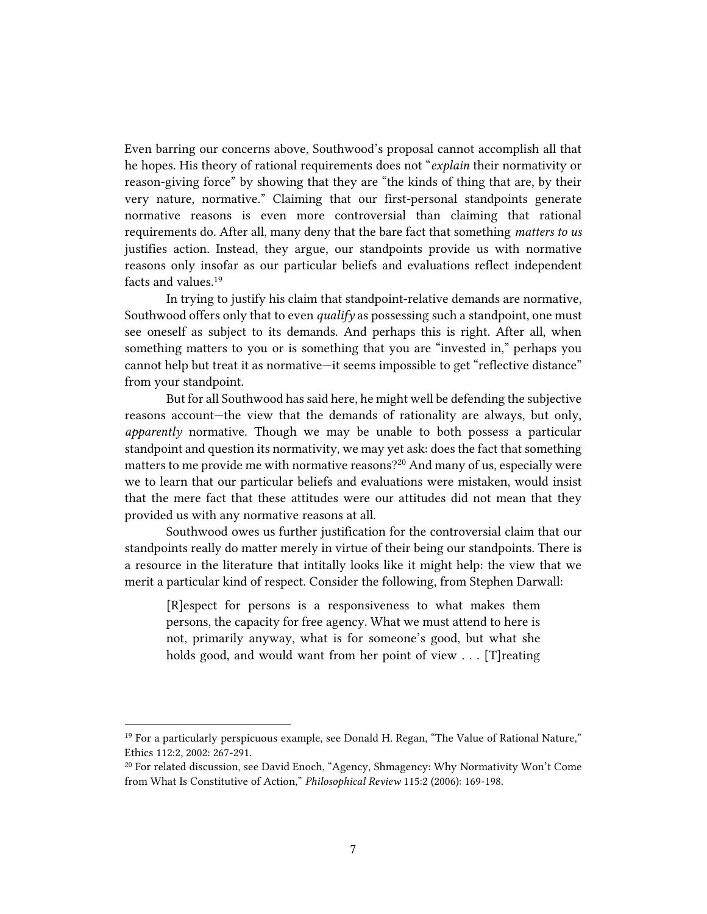Even barring our concerns above, Southwood's proposal cannot accomplish all that he hopes. His theory of rational requirements does not "*explain* their normativity or reason-giving force" by showing that they are "the kinds of thing that are, by their very nature, normative." Claiming that our first-personal standpoints generate normative reasons is even more controversial than claiming that rational requirements do. After all, many deny that the bare fact that something *matters to us* justifies action. Instead, they argue, our standpoints provide us with normative reasons only insofar as our particular beliefs and evaluations reflect independent facts and values.[19]

In trying to justify his claim that standpoint-relative demands are normative, Southwood offers only that to even *qualify* as possessing such a standpoint, one must see oneself as subject to its demands. And perhaps this is right. After all, when something matters to you or is something that you are "invested in," perhaps you cannot help but treat it as normative—it seems impossible to get "reflective distance" from your standpoint.

But for all Southwood has said here, he might well be defending the subjective reasons account—the view that the demands of rationality are always, but only, *apparently* normative. Though we may be unable to both possess a particular standpoint and question its normativity, we may yet ask: does the fact that something matters to me provide me with normative reasons?[20] And many of us, especially were we to learn that our particular beliefs and evaluations were mistaken, would insist that the mere fact that these attitudes were our attitudes did not mean that they provided us with any normative reasons at all.

Southwood owes us further justification for the controversial claim that our standpoints really do matter merely in virtue of their being our standpoints. There is a resource in the literature that intitally looks like it might help: the view that we merit a particular kind of respect. Consider the following, from Stephen Darwall:

> [R]espect for persons is a responsiveness to what makes them persons, the capacity for free agency. What we must attend to here is not, primarily anyway, what is for someone's good, but what she holds good, and would want from her point of view . . . [T]reating

---

[19] For a particularly perspicuous example, see Donald H. Regan, "The Value of Rational Nature," Ethics 112:2, 2002: 267-291.

[20] For related discussion, see David Enoch, "Agency, Shmagency: Why Normativity Won't Come from What Is Constitutive of Action," *Philosophical Review* 115:2 (2006): 169-198.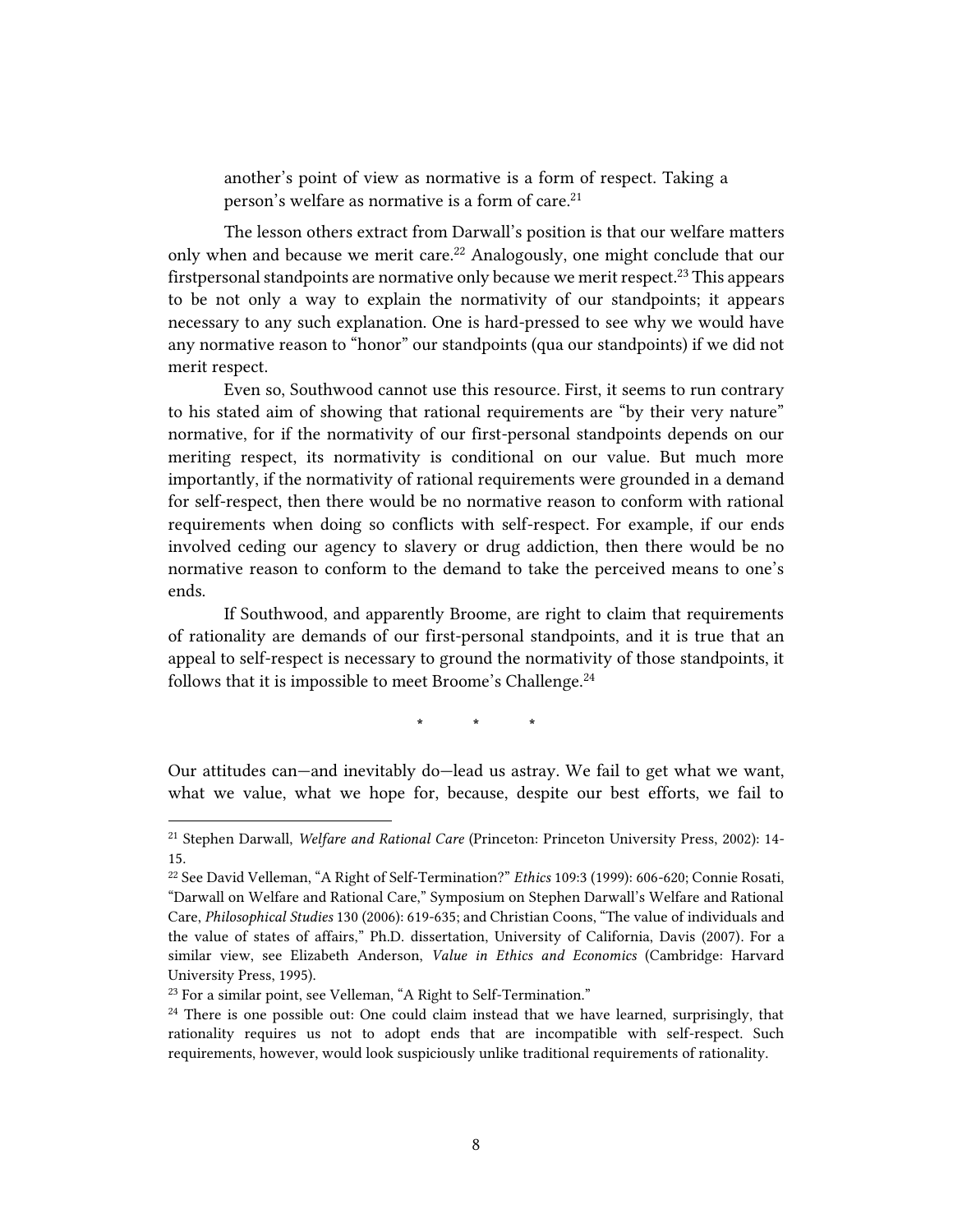another's point of view as normative is a form of respect. Taking a person's welfare as normative is a form of care.[21]

The lesson others extract from Darwall's position is that our welfare matters only when and because we merit care.[22] Analogously, one might conclude that our firstpersonal standpoints are normative only because we merit respect.[23] This appears to be not only a way to explain the normativity of our standpoints; it appears necessary to any such explanation. One is hard-pressed to see why we would have any normative reason to "honor" our standpoints (qua our standpoints) if we did not merit respect.

Even so, Southwood cannot use this resource. First, it seems to run contrary to his stated aim of showing that rational requirements are "by their very nature" normative, for if the normativity of our first-personal standpoints depends on our meriting respect, its normativity is conditional on our value. But much more importantly, if the normativity of rational requirements were grounded in a demand for self-respect, then there would be no normative reason to conform with rational requirements when doing so conflicts with self-respect. For example, if our ends involved ceding our agency to slavery or drug addiction, then there would be no normative reason to conform to the demand to take the perceived means to one's ends.

If Southwood, and apparently Broome, are right to claim that requirements of rationality are demands of our first-personal standpoints, and it is true that an appeal to self-respect is necessary to ground the normativity of those standpoints, it follows that it is impossible to meet Broome's Challenge.[24]

\* \* \*

Our attitudes can—and inevitably do—lead us astray. We fail to get what we want, what we value, what we hope for, because, despite our best efforts, we fail to

---

[21] Stephen Darwall, *Welfare and Rational Care* (Princeton: Princeton University Press, 2002): 14-15.

[22] See David Velleman, "A Right of Self-Termination?" *Ethics* 109:3 (1999): 606-620; Connie Rosati, "Darwall on Welfare and Rational Care," Symposium on Stephen Darwall's Welfare and Rational Care, *Philosophical Studies* 130 (2006): 619-635; and Christian Coons, "The value of individuals and the value of states of affairs," Ph.D. dissertation, University of California, Davis (2007). For a similar view, see Elizabeth Anderson, *Value in Ethics and Economics* (Cambridge: Harvard University Press, 1995).

[23] For a similar point, see Velleman, "A Right to Self-Termination."

[24] There is one possible out: One could claim instead that we have learned, surprisingly, that rationality requires us not to adopt ends that are incompatible with self-respect. Such requirements, however, would look suspiciously unlike traditional requirements of rationality.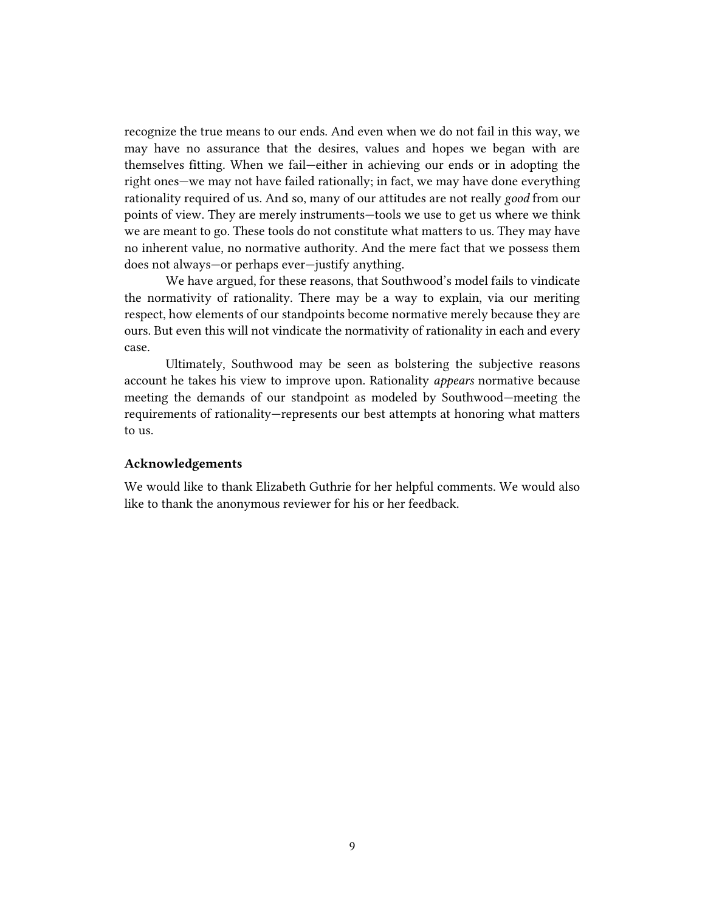recognize the true means to our ends. And even when we do not fail in this way, we may have no assurance that the desires, values and hopes we began with are themselves fitting. When we fail—either in achieving our ends or in adopting the right ones—we may not have failed rationally; in fact, we may have done everything rationality required of us. And so, many of our attitudes are not really *good* from our points of view. They are merely instruments—tools we use to get us where we think we are meant to go. These tools do not constitute what matters to us. They may have no inherent value, no normative authority. And the mere fact that we possess them does not always—or perhaps ever—justify anything.

We have argued, for these reasons, that Southwood's model fails to vindicate the normativity of rationality. There may be a way to explain, via our meriting respect, how elements of our standpoints become normative merely because they are ours. But even this will not vindicate the normativity of rationality in each and every case.

Ultimately, Southwood may be seen as bolstering the subjective reasons account he takes his view to improve upon. Rationality *appears* normative because meeting the demands of our standpoint as modeled by Southwood—meeting the requirements of rationality—represents our best attempts at honoring what matters to us.

### Acknowledgements

We would like to thank Elizabeth Guthrie for her helpful comments. We would also like to thank the anonymous reviewer for his or her feedback.